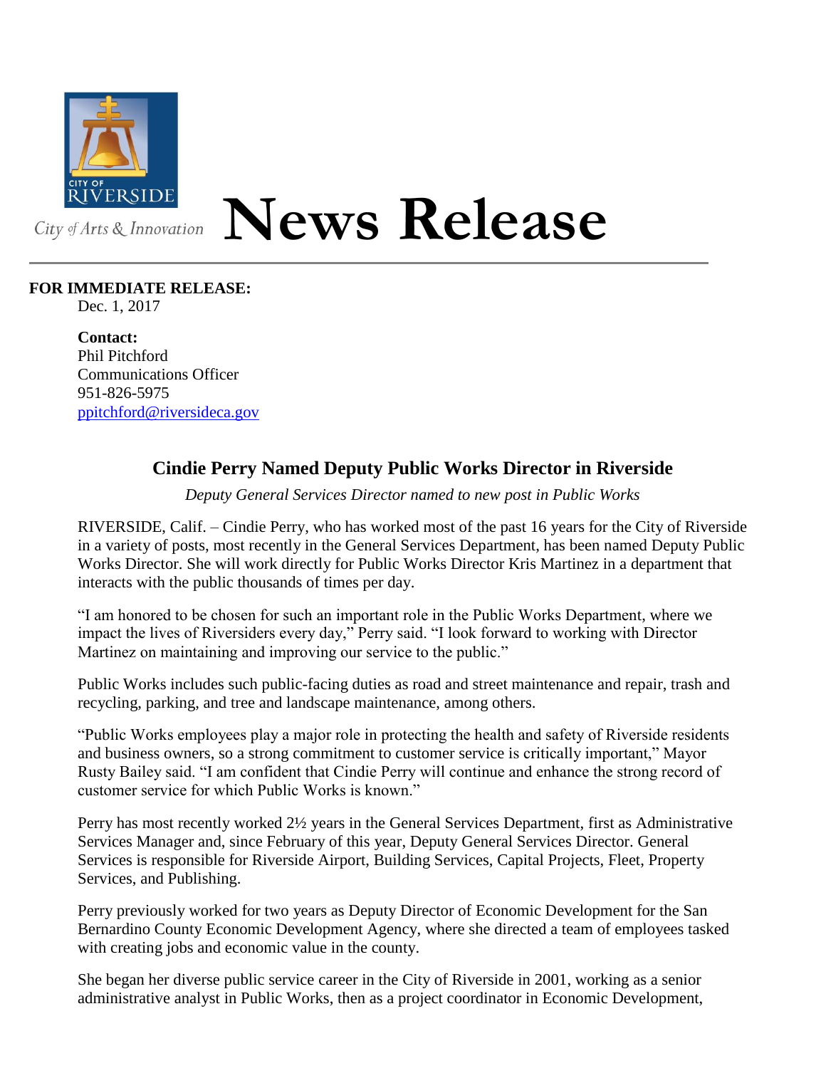City of Arts & Innovation

# News Release

**FOR IMMEDIATE RELEASE:**
Dec. 1, 2017

**Contact:**
Phil Pitchford
Communications Officer
951-826-5975
ppitchford@riversideca.gov

## Cindie Perry Named Deputy Public Works Director in Riverside

*Deputy General Services Director named to new post in Public Works*

RIVERSIDE, Calif. – Cindie Perry, who has worked most of the past 16 years for the City of Riverside in a variety of posts, most recently in the General Services Department, has been named Deputy Public Works Director. She will work directly for Public Works Director Kris Martinez in a department that interacts with the public thousands of times per day.

"I am honored to be chosen for such an important role in the Public Works Department, where we impact the lives of Riversiders every day," Perry said. "I look forward to working with Director Martinez on maintaining and improving our service to the public."

Public Works includes such public-facing duties as road and street maintenance and repair, trash and recycling, parking, and tree and landscape maintenance, among others.

"Public Works employees play a major role in protecting the health and safety of Riverside residents and business owners, so a strong commitment to customer service is critically important," Mayor Rusty Bailey said. "I am confident that Cindie Perry will continue and enhance the strong record of customer service for which Public Works is known."

Perry has most recently worked 2½ years in the General Services Department, first as Administrative Services Manager and, since February of this year, Deputy General Services Director. General Services is responsible for Riverside Airport, Building Services, Capital Projects, Fleet, Property Services, and Publishing.

Perry previously worked for two years as Deputy Director of Economic Development for the San Bernardino County Economic Development Agency, where she directed a team of employees tasked with creating jobs and economic value in the county.

She began her diverse public service career in the City of Riverside in 2001, working as a senior administrative analyst in Public Works, then as a project coordinator in Economic Development,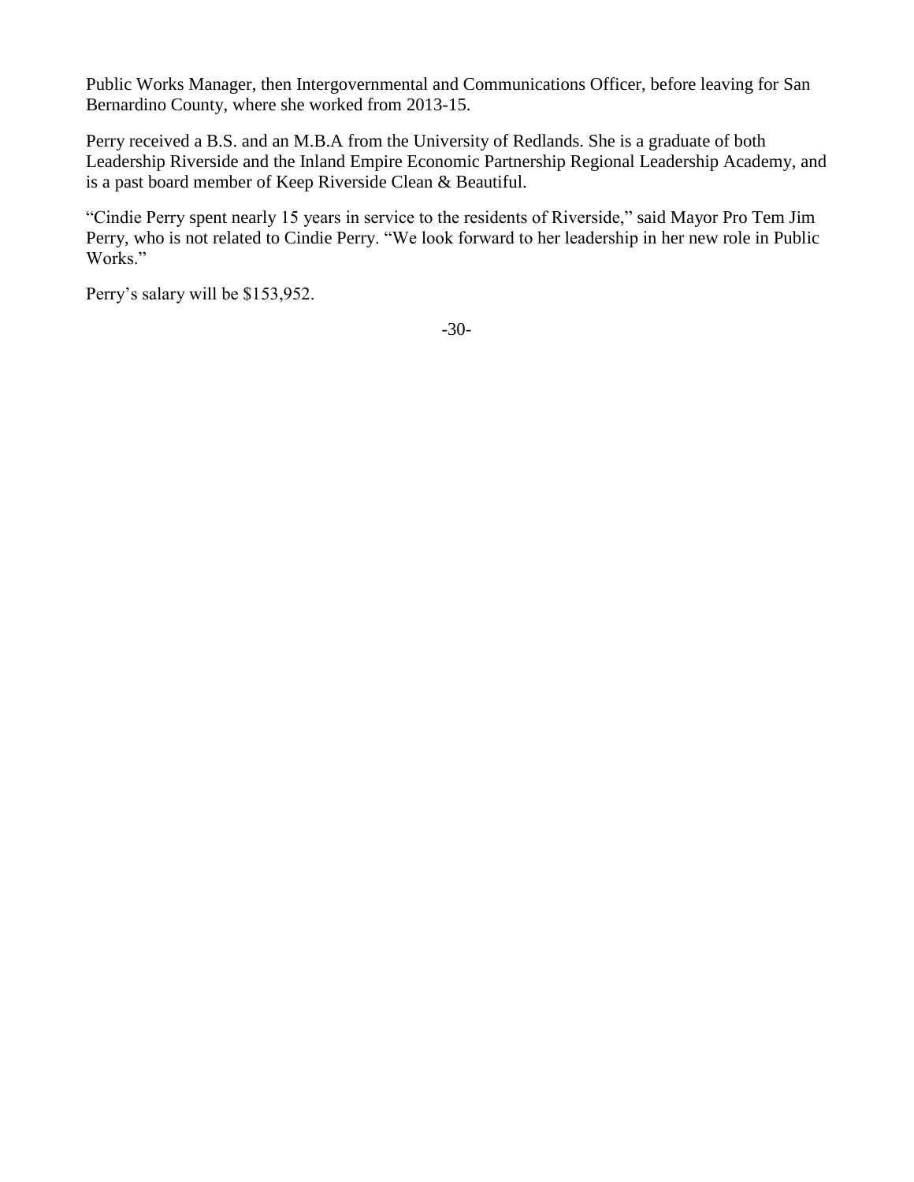Public Works Manager, then Intergovernmental and Communications Officer, before leaving for San Bernardino County, where she worked from 2013-15.

Perry received a B.S. and an M.B.A from the University of Redlands. She is a graduate of both Leadership Riverside and the Inland Empire Economic Partnership Regional Leadership Academy, and is a past board member of Keep Riverside Clean & Beautiful.

"Cindie Perry spent nearly 15 years in service to the residents of Riverside," said Mayor Pro Tem Jim Perry, who is not related to Cindie Perry. "We look forward to her leadership in her new role in Public Works."

Perry's salary will be $153,952.

-30-